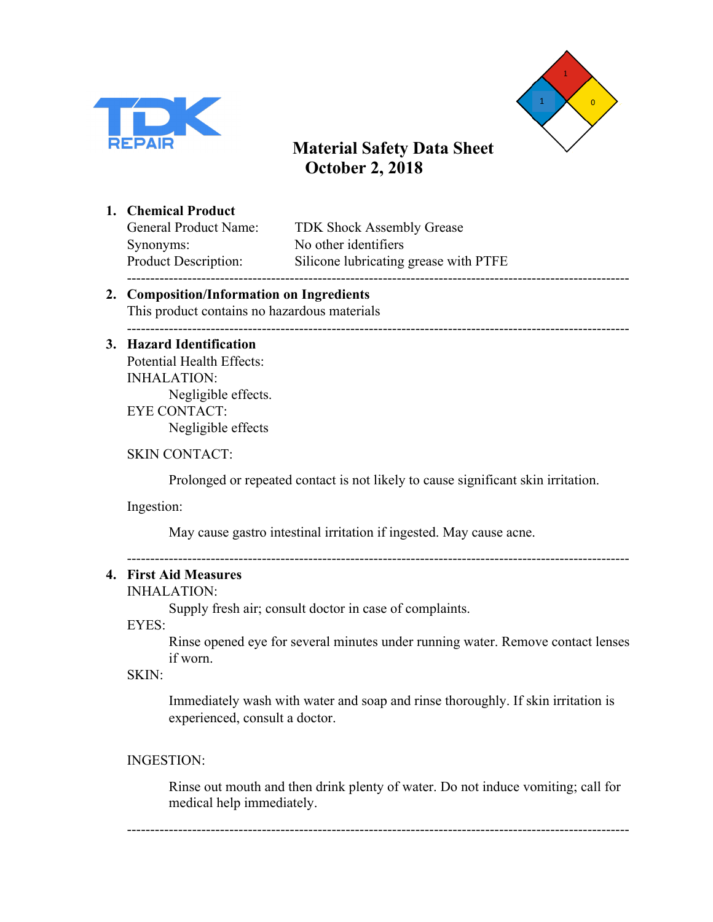# Material Safety Data Sheet
## October 2, 2018

1. **Chemical Product**

   General Product Name: TDK Shock Assembly Grease
   Synonyms: No other identifiers
   Product Description: Silicone lubricating grease with PTFE

---

2. **Composition/Information on Ingredients**

   This product contains no hazardous materials

---

3. **Hazard Identification**

   Potential Health Effects:

   INHALATION:

   Negligible effects.

   EYE CONTACT:

   Negligible effects

   SKIN CONTACT:

   Prolonged or repeated contact is not likely to cause significant skin irritation.

   Ingestion:

   May cause gastro intestinal irritation if ingested. May cause acne.

---

4. **First Aid Measures**

   INHALATION:

   Supply fresh air; consult doctor in case of complaints.

   EYES:

   Rinse opened eye for several minutes under running water. Remove contact lenses if worn.

   SKIN:

   Immediately wash with water and soap and rinse thoroughly. If skin irritation is experienced, consult a doctor.

   INGESTION:

   Rinse out mouth and then drink plenty of water. Do not induce vomiting; call for medical help immediately.

---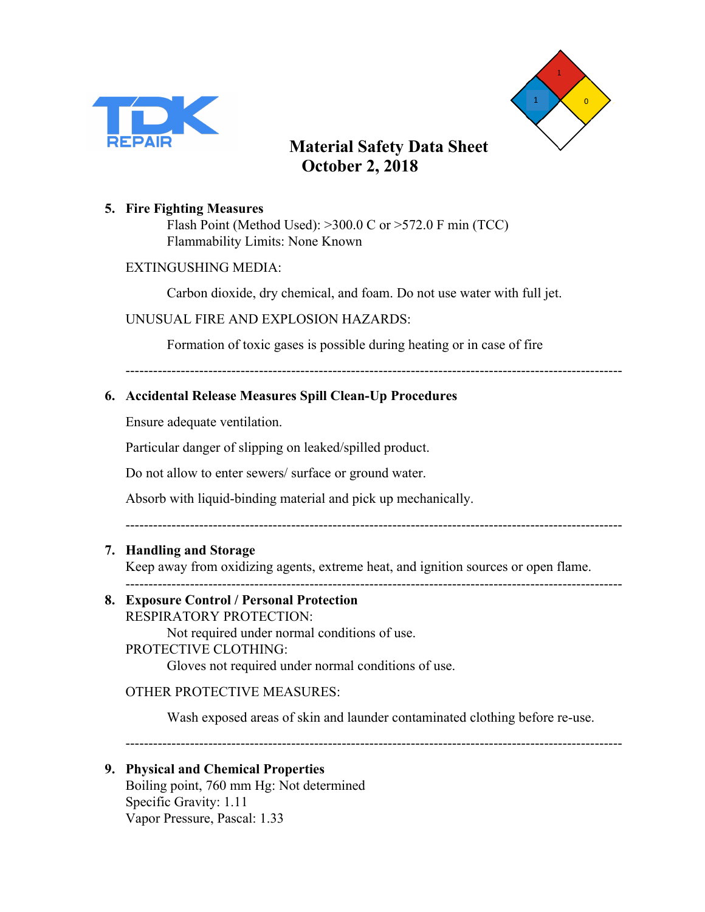**Material Safety Data Sheet**
**October 2, 2018**

## 5. Fire Fighting Measures

Flash Point (Method Used): >300.0 C or >572.0 F min (TCC)
Flammability Limits: None Known

EXTINGUSHING MEDIA:

Carbon dioxide, dry chemical, and foam. Do not use water with full jet.

UNUSUAL FIRE AND EXPLOSION HAZARDS:

Formation of toxic gases is possible during heating or in case of fire

---

## 6. Accidental Release Measures Spill Clean-Up Procedures

Ensure adequate ventilation.

Particular danger of slipping on leaked/spilled product.

Do not allow to enter sewers/ surface or ground water.

Absorb with liquid-binding material and pick up mechanically.

---

## 7. Handling and Storage

Keep away from oxidizing agents, extreme heat, and ignition sources or open flame.

---

## 8. Exposure Control / Personal Protection

RESPIRATORY PROTECTION:

Not required under normal conditions of use.

PROTECTIVE CLOTHING:

Gloves not required under normal conditions of use.

OTHER PROTECTIVE MEASURES:

Wash exposed areas of skin and launder contaminated clothing before re-use.

---

## 9. Physical and Chemical Properties

Boiling point, 760 mm Hg: Not determined
Specific Gravity: 1.11
Vapor Pressure, Pascal: 1.33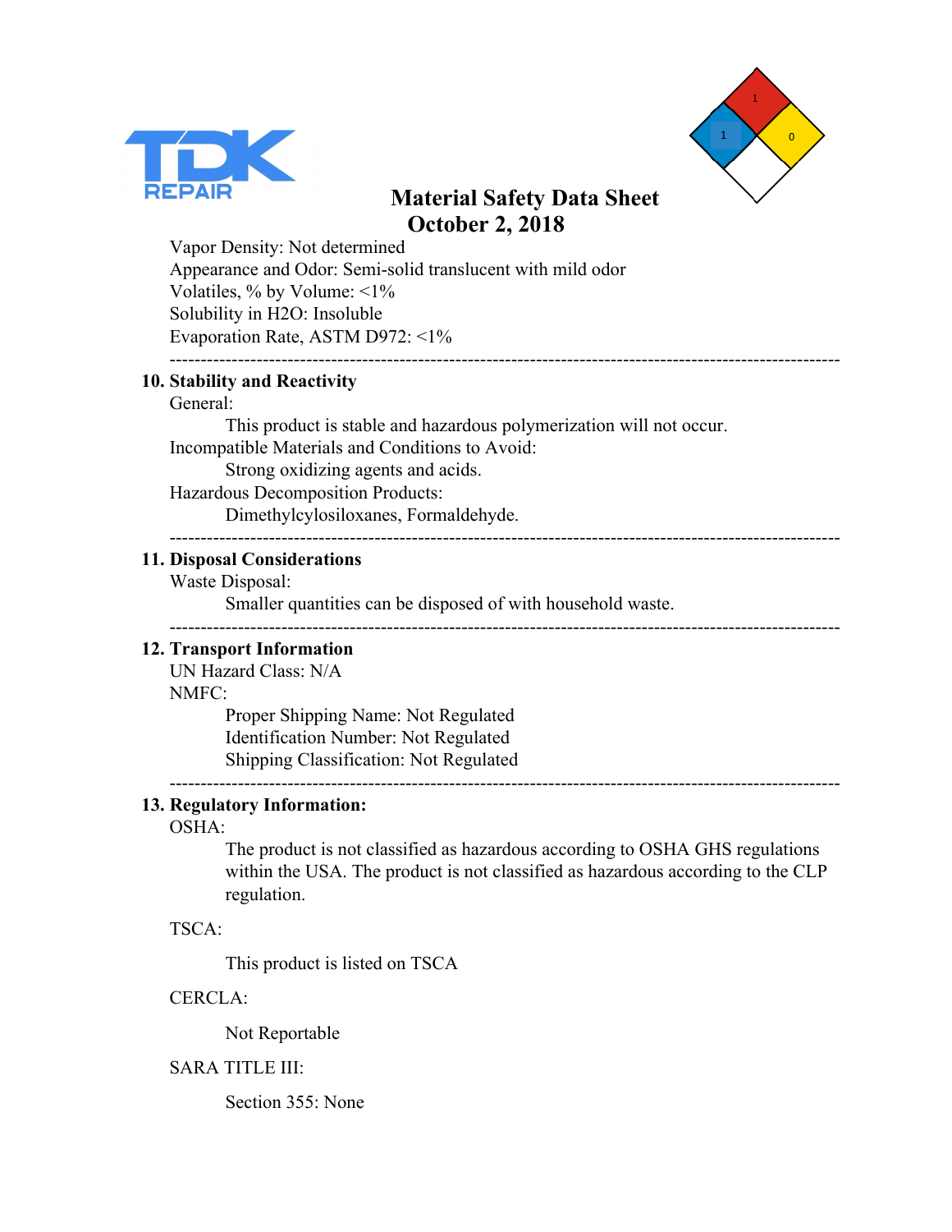**Material Safety Data Sheet**
**October 2, 2018**

Vapor Density: Not determined
Appearance and Odor: Semi-solid translucent with mild odor
Volatiles, % by Volume: <1%
Solubility in H2O: Insoluble
Evaporation Rate, ASTM D972: <1%

---

## 10. Stability and Reactivity

General:

This product is stable and hazardous polymerization will not occur.

Incompatible Materials and Conditions to Avoid:

Strong oxidizing agents and acids.

Hazardous Decomposition Products:

Dimethylcylosiloxanes, Formaldehyde.

---

## 11. Disposal Considerations

Waste Disposal:

Smaller quantities can be disposed of with household waste.

---

## 12. Transport Information

UN Hazard Class: N/A

NMFC:

Proper Shipping Name: Not Regulated
Identification Number: Not Regulated
Shipping Classification: Not Regulated

---

## 13. Regulatory Information:

OSHA:

The product is not classified as hazardous according to OSHA GHS regulations within the USA. The product is not classified as hazardous according to the CLP regulation.

TSCA:

This product is listed on TSCA

CERCLA:

Not Reportable

SARA TITLE III:

Section 355: None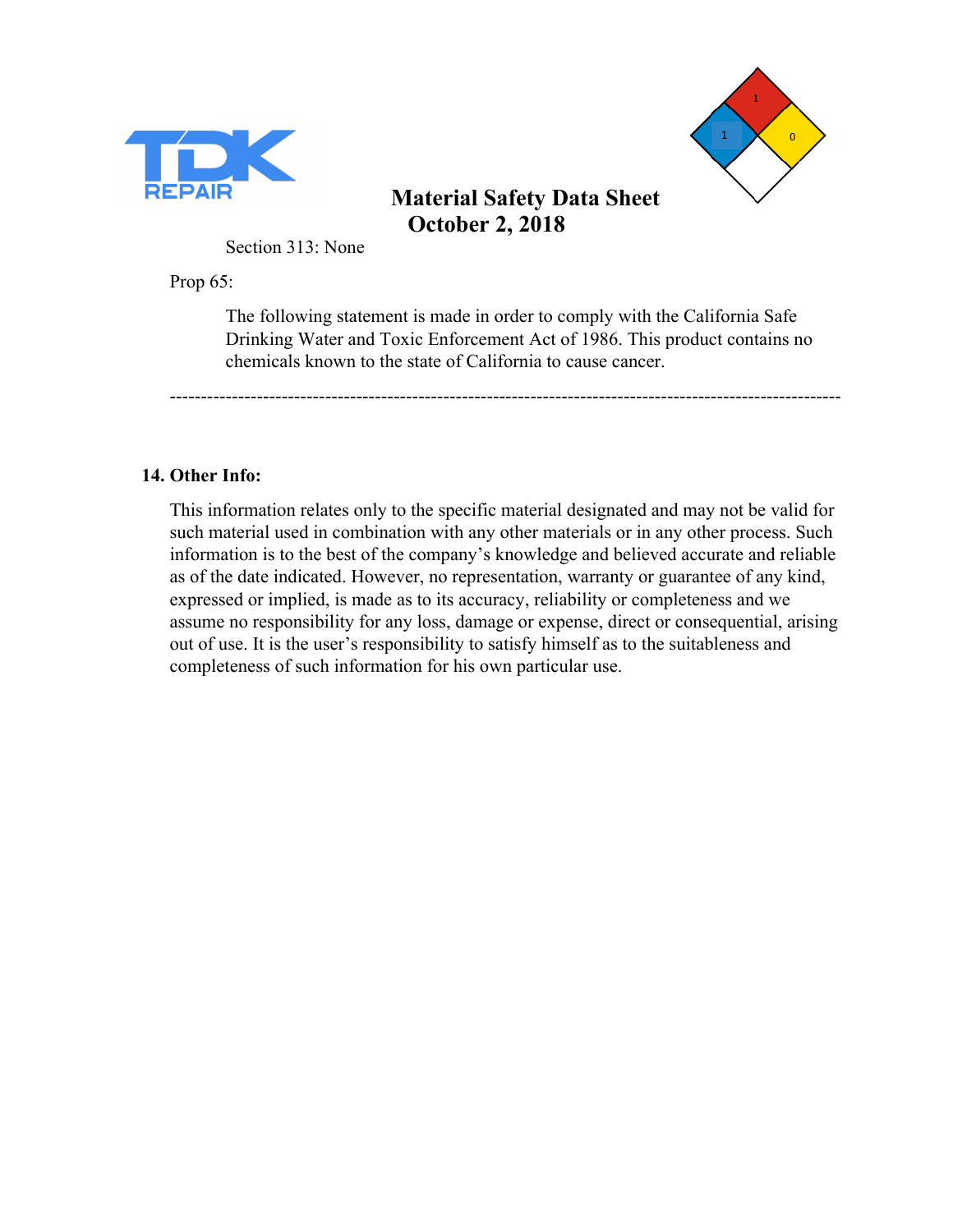Section 313: None

Prop 65:

The following statement is made in order to comply with the California Safe Drinking Water and Toxic Enforcement Act of 1986. This product contains no chemicals known to the state of California to cause cancer.

---

## 14. Other Info:

This information relates only to the specific material designated and may not be valid for such material used in combination with any other materials or in any other process. Such information is to the best of the company's knowledge and believed accurate and reliable as of the date indicated. However, no representation, warranty or guarantee of any kind, expressed or implied, is made as to its accuracy, reliability or completeness and we assume no responsibility for any loss, damage or expense, direct or consequential, arising out of use. It is the user's responsibility to satisfy himself as to the suitableness and completeness of such information for his own particular use.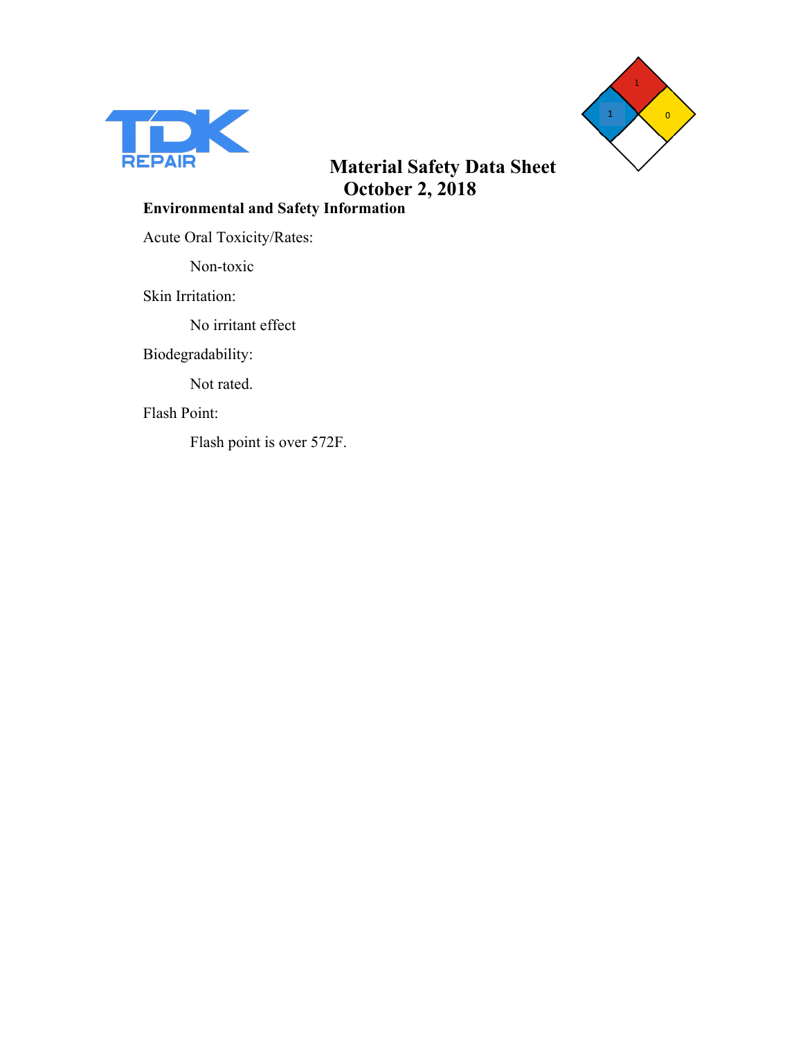TDK REPAIR

# Material Safety Data Sheet

## October 2, 2018

**Environmental and Safety Information**

Acute Oral Toxicity/Rates:

Non-toxic

Skin Irritation:

No irritant effect

Biodegradability:

Not rated.

Flash Point:

Flash point is over 572F.